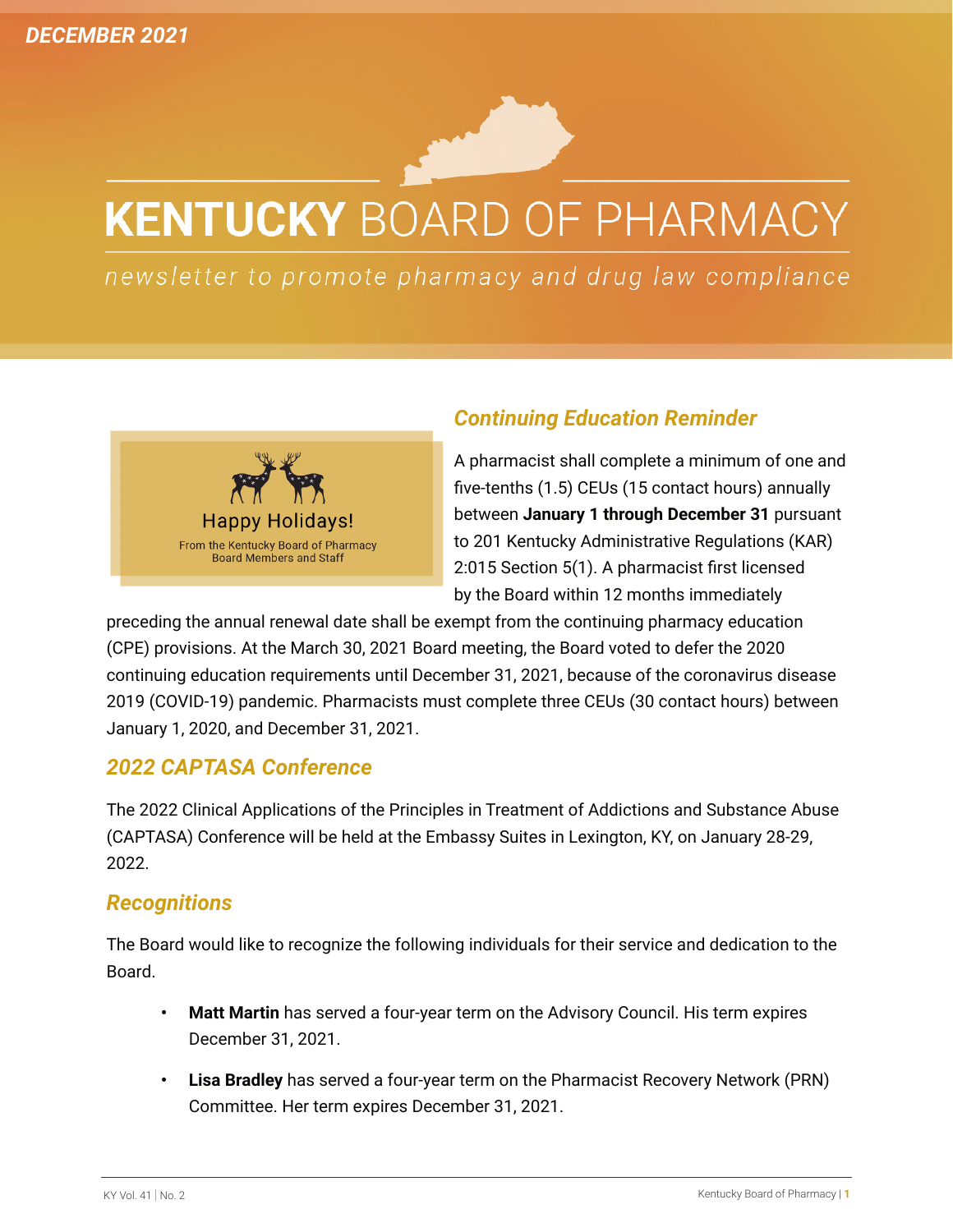DECEMBER 2021

# KENTUCKY BOARD OF PHARMACY

*newsletter to promote pharmacy and drug law compliance*

Happy Holidays!

From the Kentucky Board of Pharmacy Board Members and Staff

## *Continuing Education Reminder*

A pharmacist shall complete a minimum of one and five-tenths (1.5) CEUs (15 contact hours) annually between **January 1 through December 31** pursuant to 201 Kentucky Administrative Regulations (KAR) 2:015 Section 5(1). A pharmacist first licensed by the Board within 12 months immediately preceding the annual renewal date shall be exempt from the continuing pharmacy education (CPE) provisions. At the March 30, 2021 Board meeting, the Board voted to defer the 2020 continuing education requirements until December 31, 2021, because of the coronavirus disease 2019 (COVID-19) pandemic. Pharmacists must complete three CEUs (30 contact hours) between January 1, 2020, and December 31, 2021.

## *2022 CAPTASA Conference*

The 2022 Clinical Applications of the Principles in Treatment of Addictions and Substance Abuse (CAPTASA) Conference will be held at the Embassy Suites in Lexington, KY, on January 28-29, 2022.

## *Recognitions*

The Board would like to recognize the following individuals for their service and dedication to the Board.

- **Matt Martin** has served a four-year term on the Advisory Council. His term expires December 31, 2021.
- **Lisa Bradley** has served a four-year term on the Pharmacist Recovery Network (PRN) Committee. Her term expires December 31, 2021.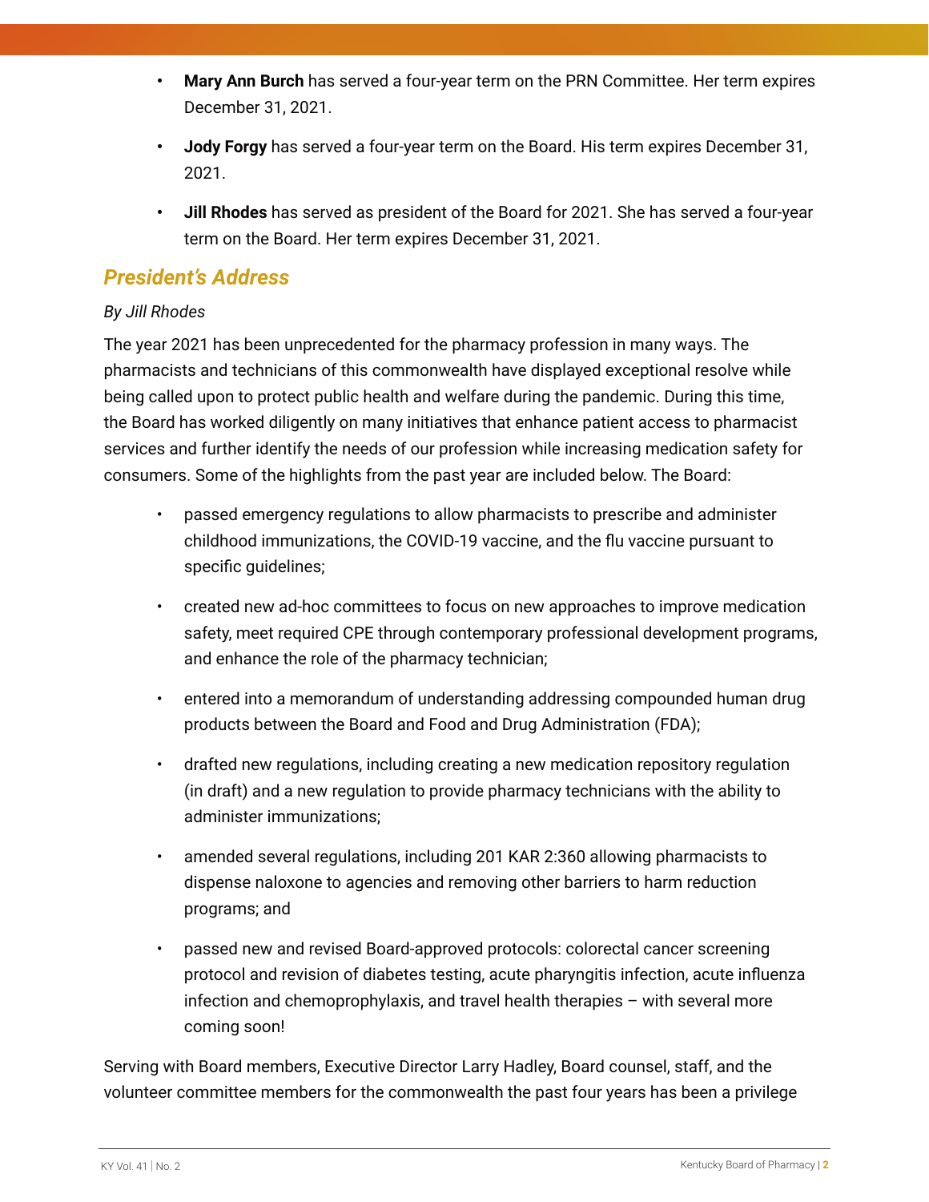- **Mary Ann Burch** has served a four-year term on the PRN Committee. Her term expires December 31, 2021.
- **Jody Forgy** has served a four-year term on the Board. His term expires December 31, 2021.
- **Jill Rhodes** has served as president of the Board for 2021. She has served a four-year term on the Board. Her term expires December 31, 2021.

## *President's Address*

*By Jill Rhodes*

The year 2021 has been unprecedented for the pharmacy profession in many ways. The pharmacists and technicians of this commonwealth have displayed exceptional resolve while being called upon to protect public health and welfare during the pandemic. During this time, the Board has worked diligently on many initiatives that enhance patient access to pharmacist services and further identify the needs of our profession while increasing medication safety for consumers. Some of the highlights from the past year are included below. The Board:

- passed emergency regulations to allow pharmacists to prescribe and administer childhood immunizations, the COVID-19 vaccine, and the flu vaccine pursuant to specific guidelines;
- created new ad-hoc committees to focus on new approaches to improve medication safety, meet required CPE through contemporary professional development programs, and enhance the role of the pharmacy technician;
- entered into a memorandum of understanding addressing compounded human drug products between the Board and Food and Drug Administration (FDA);
- drafted new regulations, including creating a new medication repository regulation (in draft) and a new regulation to provide pharmacy technicians with the ability to administer immunizations;
- amended several regulations, including 201 KAR 2:360 allowing pharmacists to dispense naloxone to agencies and removing other barriers to harm reduction programs; and
- passed new and revised Board-approved protocols: colorectal cancer screening protocol and revision of diabetes testing, acute pharyngitis infection, acute influenza infection and chemoprophylaxis, and travel health therapies – with several more coming soon!

Serving with Board members, Executive Director Larry Hadley, Board counsel, staff, and the volunteer committee members for the commonwealth the past four years has been a privilege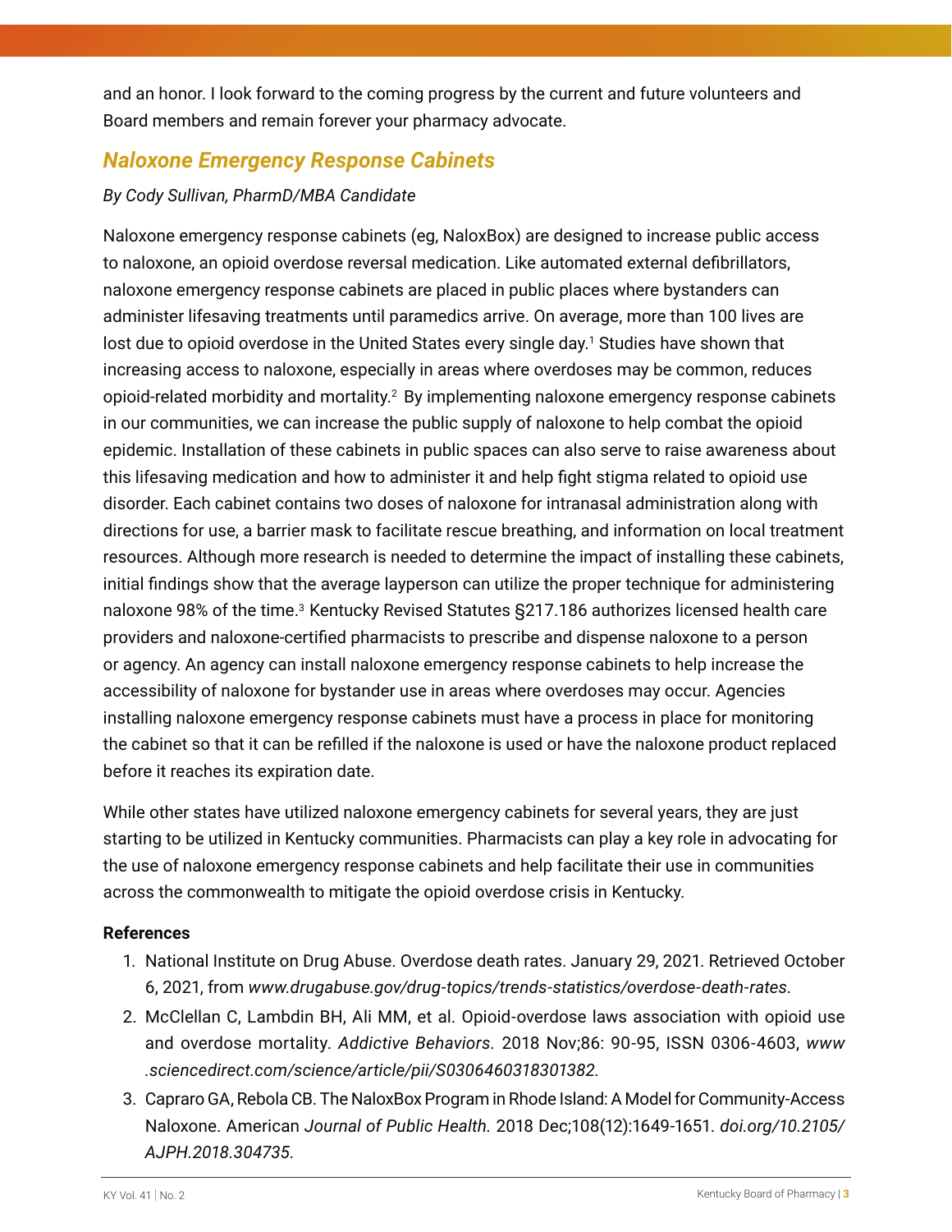and an honor. I look forward to the coming progress by the current and future volunteers and Board members and remain forever your pharmacy advocate.

## *Naloxone Emergency Response Cabinets*

*By Cody Sullivan, PharmD/MBA Candidate*

Naloxone emergency response cabinets (eg, NaloxBox) are designed to increase public access to naloxone, an opioid overdose reversal medication. Like automated external defibrillators, naloxone emergency response cabinets are placed in public places where bystanders can administer lifesaving treatments until paramedics arrive. On average, more than 100 lives are lost due to opioid overdose in the United States every single day.[1] Studies have shown that increasing access to naloxone, especially in areas where overdoses may be common, reduces opioid-related morbidity and mortality.[2] By implementing naloxone emergency response cabinets in our communities, we can increase the public supply of naloxone to help combat the opioid epidemic. Installation of these cabinets in public spaces can also serve to raise awareness about this lifesaving medication and how to administer it and help fight stigma related to opioid use disorder. Each cabinet contains two doses of naloxone for intranasal administration along with directions for use, a barrier mask to facilitate rescue breathing, and information on local treatment resources. Although more research is needed to determine the impact of installing these cabinets, initial findings show that the average layperson can utilize the proper technique for administering naloxone 98% of the time.[3] Kentucky Revised Statutes §217.186 authorizes licensed health care providers and naloxone-certified pharmacists to prescribe and dispense naloxone to a person or agency. An agency can install naloxone emergency response cabinets to help increase the accessibility of naloxone for bystander use in areas where overdoses may occur. Agencies installing naloxone emergency response cabinets must have a process in place for monitoring the cabinet so that it can be refilled if the naloxone is used or have the naloxone product replaced before it reaches its expiration date.

While other states have utilized naloxone emergency cabinets for several years, they are just starting to be utilized in Kentucky communities. Pharmacists can play a key role in advocating for the use of naloxone emergency response cabinets and help facilitate their use in communities across the commonwealth to mitigate the opioid overdose crisis in Kentucky.

**References**

1. National Institute on Drug Abuse. Overdose death rates. January 29, 2021. Retrieved October 6, 2021, from *www.drugabuse.gov/drug-topics/trends-statistics/overdose-death-rates*.
2. McClellan C, Lambdin BH, Ali MM, et al. Opioid-overdose laws association with opioid use and overdose mortality. *Addictive Behaviors*. 2018 Nov;86: 90-95, ISSN 0306-4603, *www.sciencedirect.com/science/article/pii/S0306460318301382.*
3. Capraro GA, Rebola CB. The NaloxBox Program in Rhode Island: A Model for Community-Access Naloxone. American *Journal of Public Health.* 2018 Dec;108(12):1649-1651. *doi.org/10.2105/AJPH.2018.304735.*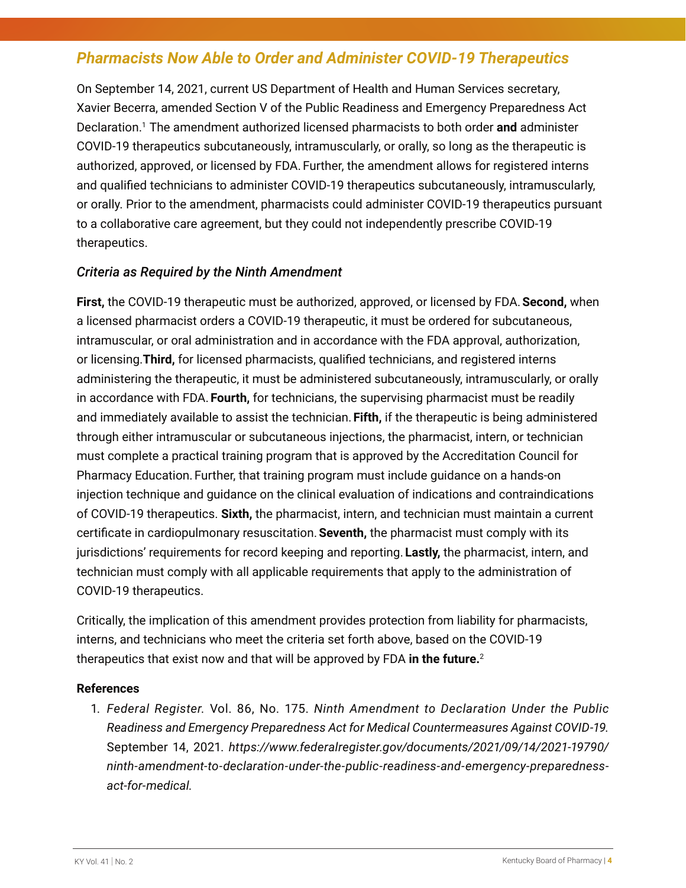## *Pharmacists Now Able to Order and Administer COVID-19 Therapeutics*

On September 14, 2021, current US Department of Health and Human Services secretary, Xavier Becerra, amended Section V of the Public Readiness and Emergency Preparedness Act Declaration.[1] The amendment authorized licensed pharmacists to both order **and** administer COVID-19 therapeutics subcutaneously, intramuscularly, or orally, so long as the therapeutic is authorized, approved, or licensed by FDA. Further, the amendment allows for registered interns and qualified technicians to administer COVID-19 therapeutics subcutaneously, intramuscularly, or orally. Prior to the amendment, pharmacists could administer COVID-19 therapeutics pursuant to a collaborative care agreement, but they could not independently prescribe COVID-19 therapeutics.

### *Criteria as Required by the Ninth Amendment*

**First,** the COVID-19 therapeutic must be authorized, approved, or licensed by FDA. **Second,** when a licensed pharmacist orders a COVID-19 therapeutic, it must be ordered for subcutaneous, intramuscular, or oral administration and in accordance with the FDA approval, authorization, or licensing. **Third,** for licensed pharmacists, qualified technicians, and registered interns administering the therapeutic, it must be administered subcutaneously, intramuscularly, or orally in accordance with FDA. **Fourth,** for technicians, the supervising pharmacist must be readily and immediately available to assist the technician. **Fifth,** if the therapeutic is being administered through either intramuscular or subcutaneous injections, the pharmacist, intern, or technician must complete a practical training program that is approved by the Accreditation Council for Pharmacy Education. Further, that training program must include guidance on a hands-on injection technique and guidance on the clinical evaluation of indications and contraindications of COVID-19 therapeutics. **Sixth,** the pharmacist, intern, and technician must maintain a current certificate in cardiopulmonary resuscitation. **Seventh,** the pharmacist must comply with its jurisdictions' requirements for record keeping and reporting. **Lastly,** the pharmacist, intern, and technician must comply with all applicable requirements that apply to the administration of COVID-19 therapeutics.

Critically, the implication of this amendment provides protection from liability for pharmacists, interns, and technicians who meet the criteria set forth above, based on the COVID-19 therapeutics that exist now and that will be approved by FDA **in the future.**[2]

**References**

1. *Federal Register.* Vol. 86, No. 175. *Ninth Amendment to Declaration Under the Public Readiness and Emergency Preparedness Act for Medical Countermeasures Against COVID-19.* September 14, 2021. *https://www.federalregister.gov/documents/2021/09/14/2021-19790/ninth-amendment-to-declaration-under-the-public-readiness-and-emergency-preparedness-act-for-medical.*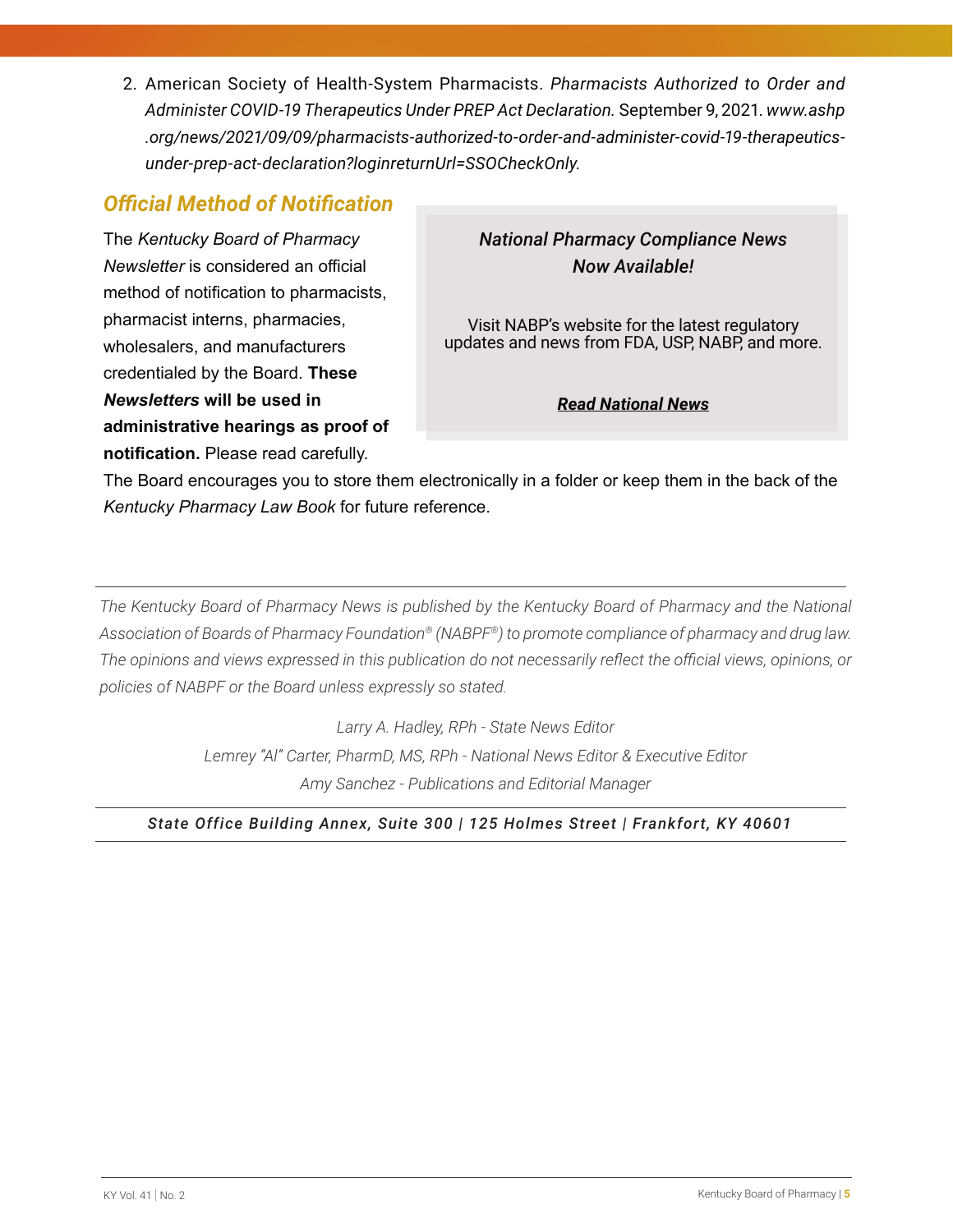2. American Society of Health-System Pharmacists. *Pharmacists Authorized to Order and Administer COVID-19 Therapeutics Under PREP Act Declaration.* September 9, 2021. *www.ashp.org/news/2021/09/09/pharmacists-authorized-to-order-and-administer-covid-19-therapeutics-under-prep-act-declaration?loginreturnUrl=SSOCheckOnly.*

## *Official Method of Notification*

The *Kentucky Board of Pharmacy Newsletter* is considered an official method of notification to pharmacists, pharmacist interns, pharmacies, wholesalers, and manufacturers credentialed by the Board. **These *Newsletters* will be used in administrative hearings as proof of notification.** Please read carefully. The Board encourages you to store them electronically in a folder or keep them in the back of the *Kentucky Pharmacy Law Book* for future reference.

***National Pharmacy Compliance News Now Available!***

Visit NABP's website for the latest regulatory updates and news from FDA, USP, NABP, and more.

***Read National News***

---

*The Kentucky Board of Pharmacy News is published by the Kentucky Board of Pharmacy and the National Association of Boards of Pharmacy Foundation® (NABPF®) to promote compliance of pharmacy and drug law. The opinions and views expressed in this publication do not necessarily reflect the official views, opinions, or policies of NABPF or the Board unless expressly so stated.*

*Larry A. Hadley, RPh - State News Editor*

*Lemrey "Al" Carter, PharmD, MS, RPh - National News Editor & Executive Editor*

*Amy Sanchez - Publications and Editorial Manager*

---

***State Office Building Annex, Suite 300 | 125 Holmes Street | Frankfort, KY 40601***